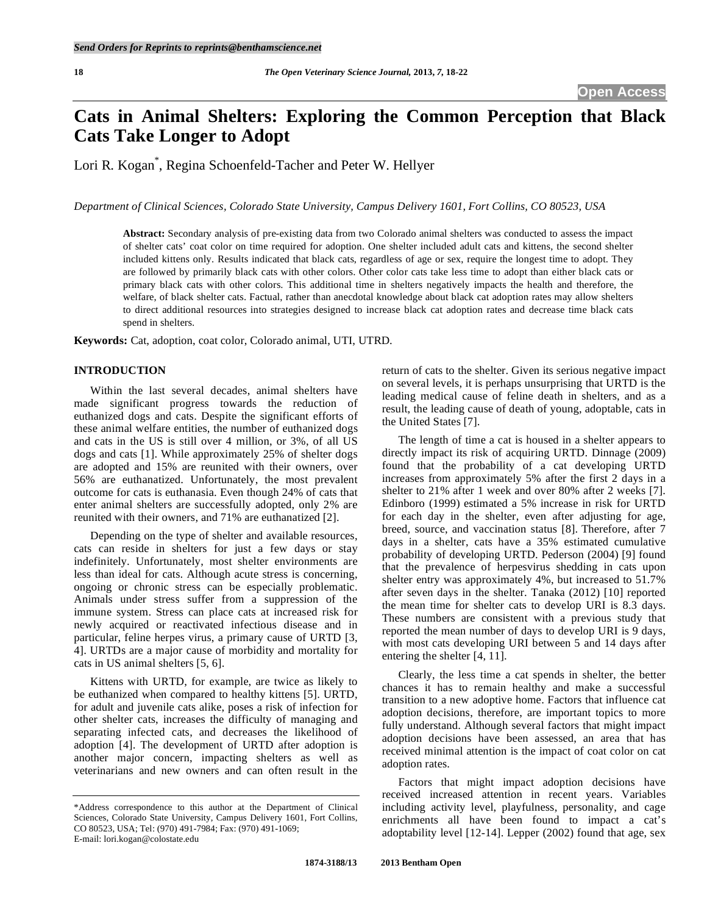# Cats in Animal Shelters: Exploring the Common Perception that Black Cats Take Longer to Adopt

Lori R. Kogan[*], Regina Schoenfeld-Tacher and Peter W. Hellyer

*Department of Clinical Sciences, Colorado State University, Campus Delivery 1601, Fort Collins, CO 80523, USA*

**Abstract:** Secondary analysis of pre-existing data from two Colorado animal shelters was conducted to assess the impact of shelter cats' coat color on time required for adoption. One shelter included adult cats and kittens, the second shelter included kittens only. Results indicated that black cats, regardless of age or sex, require the longest time to adopt. They are followed by primarily black cats with other colors. Other color cats take less time to adopt than either black cats or primary black cats with other colors. This additional time in shelters negatively impacts the health and therefore, the welfare, of black shelter cats. Factual, rather than anecdotal knowledge about black cat adoption rates may allow shelters to direct additional resources into strategies designed to increase black cat adoption rates and decrease time black cats spend in shelters.

**Keywords:** Cat, adoption, coat color, Colorado animal, UTI, UTRD.

## INTRODUCTION

Within the last several decades, animal shelters have made significant progress towards the reduction of euthanized dogs and cats. Despite the significant efforts of these animal welfare entities, the number of euthanized dogs and cats in the US is still over 4 million, or 3%, of all US dogs and cats [1]. While approximately 25% of shelter dogs are adopted and 15% are reunited with their owners, over 56% are euthanatized. Unfortunately, the most prevalent outcome for cats is euthanasia. Even though 24% of cats that enter animal shelters are successfully adopted, only 2% are reunited with their owners, and 71% are euthanatized [2].

Depending on the type of shelter and available resources, cats can reside in shelters for just a few days or stay indefinitely. Unfortunately, most shelter environments are less than ideal for cats. Although acute stress is concerning, ongoing or chronic stress can be especially problematic. Animals under stress suffer from a suppression of the immune system. Stress can place cats at increased risk for newly acquired or reactivated infectious disease and in particular, feline herpes virus, a primary cause of URTD [3, 4]. URTDs are a major cause of morbidity and mortality for cats in US animal shelters [5, 6].

Kittens with URTD, for example, are twice as likely to be euthanized when compared to healthy kittens [5]. URTD, for adult and juvenile cats alike, poses a risk of infection for other shelter cats, increases the difficulty of managing and separating infected cats, and decreases the likelihood of adoption [4]. The development of URTD after adoption is another major concern, impacting shelters as well as veterinarians and new owners and can often result in the return of cats to the shelter. Given its serious negative impact on several levels, it is perhaps unsurprising that URTD is the leading medical cause of feline death in shelters, and as a result, the leading cause of death of young, adoptable, cats in the United States [7].

The length of time a cat is housed in a shelter appears to directly impact its risk of acquiring URTD. Dinnage (2009) found that the probability of a cat developing URTD increases from approximately 5% after the first 2 days in a shelter to 21% after 1 week and over 80% after 2 weeks [7]. Edinboro (1999) estimated a 5% increase in risk for URTD for each day in the shelter, even after adjusting for age, breed, source, and vaccination status [8]. Therefore, after 7 days in a shelter, cats have a 35% estimated cumulative probability of developing URTD. Pederson (2004) [9] found that the prevalence of herpesvirus shedding in cats upon shelter entry was approximately 4%, but increased to 51.7% after seven days in the shelter. Tanaka (2012) [10] reported the mean time for shelter cats to develop URI is 8.3 days. These numbers are consistent with a previous study that reported the mean number of days to develop URI is 9 days, with most cats developing URI between 5 and 14 days after entering the shelter [4, 11].

Clearly, the less time a cat spends in shelter, the better chances it has to remain healthy and make a successful transition to a new adoptive home. Factors that influence cat adoption decisions, therefore, are important topics to more fully understand. Although several factors that might impact adoption decisions have been assessed, an area that has received minimal attention is the impact of coat color on cat adoption rates.

Factors that might impact adoption decisions have received increased attention in recent years. Variables including activity level, playfulness, personality, and cage enrichments all have been found to impact a cat's adoptability level [12-14]. Lepper (2002) found that age, sex

---

*Address correspondence to this author at the Department of Clinical Sciences, Colorado State University, Campus Delivery 1601, Fort Collins, CO 80523, USA; Tel: (970) 491-7984; Fax: (970) 491-1069; E-mail: lori.kogan@colostate.edu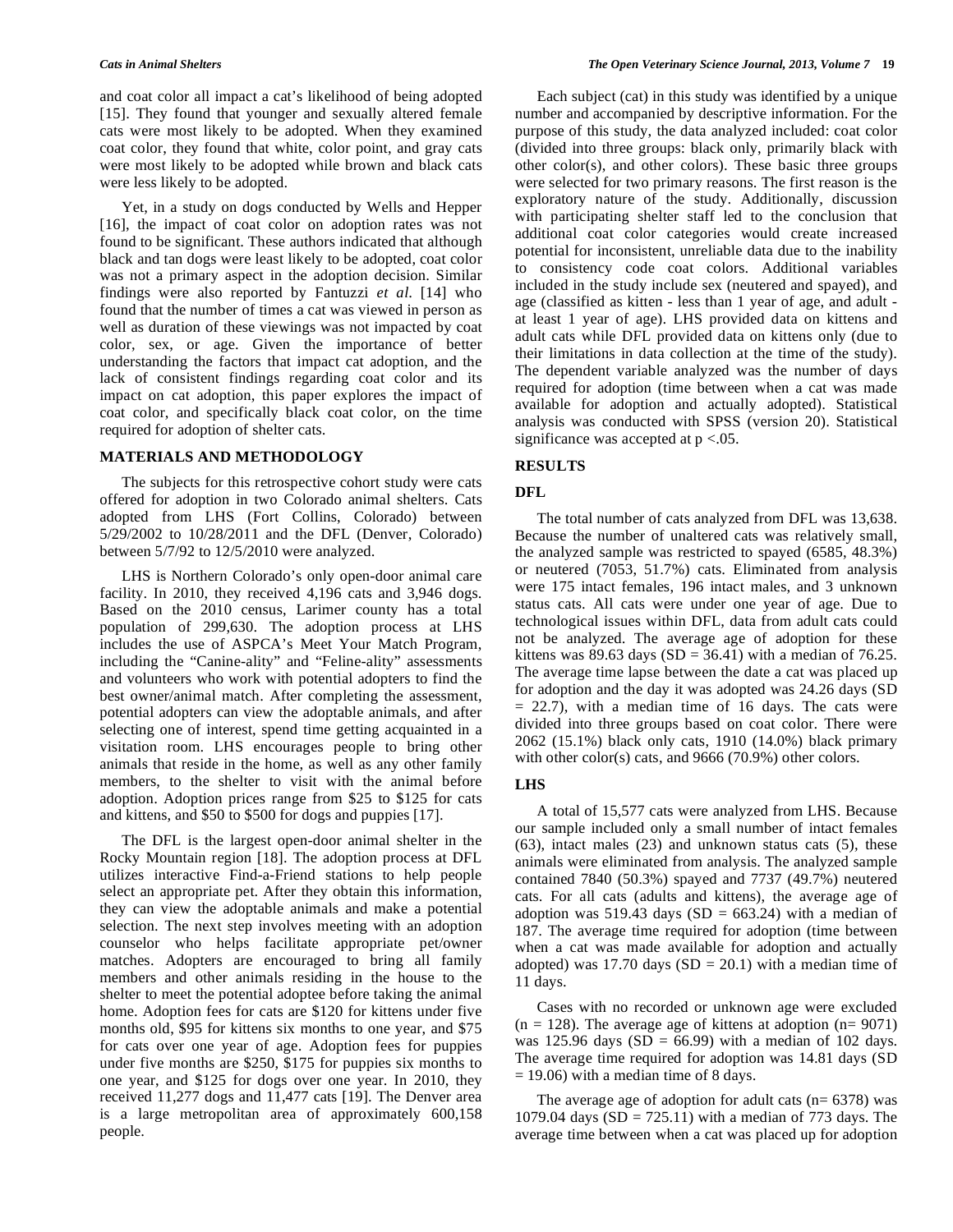and coat color all impact a cat's likelihood of being adopted [15]. They found that younger and sexually altered female cats were most likely to be adopted. When they examined coat color, they found that white, color point, and gray cats were most likely to be adopted while brown and black cats were less likely to be adopted.

Yet, in a study on dogs conducted by Wells and Hepper [16], the impact of coat color on adoption rates was not found to be significant. These authors indicated that although black and tan dogs were least likely to be adopted, coat color was not a primary aspect in the adoption decision. Similar findings were also reported by Fantuzzi *et al.* [14] who found that the number of times a cat was viewed in person as well as duration of these viewings was not impacted by coat color, sex, or age. Given the importance of better understanding the factors that impact cat adoption, and the lack of consistent findings regarding coat color and its impact on cat adoption, this paper explores the impact of coat color, and specifically black coat color, on the time required for adoption of shelter cats.

## MATERIALS AND METHODOLOGY

The subjects for this retrospective cohort study were cats offered for adoption in two Colorado animal shelters. Cats adopted from LHS (Fort Collins, Colorado) between 5/29/2002 to 10/28/2011 and the DFL (Denver, Colorado) between 5/7/92 to 12/5/2010 were analyzed.

LHS is Northern Colorado's only open-door animal care facility. In 2010, they received 4,196 cats and 3,946 dogs. Based on the 2010 census, Larimer county has a total population of 299,630. The adoption process at LHS includes the use of ASPCA's Meet Your Match Program, including the "Canine-ality" and "Feline-ality" assessments and volunteers who work with potential adopters to find the best owner/animal match. After completing the assessment, potential adopters can view the adoptable animals, and after selecting one of interest, spend time getting acquainted in a visitation room. LHS encourages people to bring other animals that reside in the home, as well as any other family members, to the shelter to visit with the animal before adoption. Adoption prices range from $25 to $125 for cats and kittens, and $50 to $500 for dogs and puppies [17].

The DFL is the largest open-door animal shelter in the Rocky Mountain region [18]. The adoption process at DFL utilizes interactive Find-a-Friend stations to help people select an appropriate pet. After they obtain this information, they can view the adoptable animals and make a potential selection. The next step involves meeting with an adoption counselor who helps facilitate appropriate pet/owner matches. Adopters are encouraged to bring all family members and other animals residing in the house to the shelter to meet the potential adoptee before taking the animal home. Adoption fees for cats are $120 for kittens under five months old, $95 for kittens six months to one year, and $75 for cats over one year of age. Adoption fees for puppies under five months are $250, $175 for puppies six months to one year, and $125 for dogs over one year. In 2010, they received 11,277 dogs and 11,477 cats [19]. The Denver area is a large metropolitan area of approximately 600,158 people.

Each subject (cat) in this study was identified by a unique number and accompanied by descriptive information. For the purpose of this study, the data analyzed included: coat color (divided into three groups: black only, primarily black with other color(s), and other colors). These basic three groups were selected for two primary reasons. The first reason is the exploratory nature of the study. Additionally, discussion with participating shelter staff led to the conclusion that additional coat color categories would create increased potential for inconsistent, unreliable data due to the inability to consistency code coat colors. Additional variables included in the study include sex (neutered and spayed), and age (classified as kitten - less than 1 year of age, and adult - at least 1 year of age). LHS provided data on kittens and adult cats while DFL provided data on kittens only (due to their limitations in data collection at the time of the study). The dependent variable analyzed was the number of days required for adoption (time between when a cat was made available for adoption and actually adopted). Statistical analysis was conducted with SPSS (version 20). Statistical significance was accepted at $p < .05$.

## RESULTS

### DFL

The total number of cats analyzed from DFL was 13,638. Because the number of unaltered cats was relatively small, the analyzed sample was restricted to spayed (6585, 48.3%) or neutered (7053, 51.7%) cats. Eliminated from analysis were 175 intact females, 196 intact males, and 3 unknown status cats. All cats were under one year of age. Due to technological issues within DFL, data from adult cats could not be analyzed. The average age of adoption for these kittens was 89.63 days (SD = 36.41) with a median of 76.25. The average time lapse between the date a cat was placed up for adoption and the day it was adopted was 24.26 days (SD = 22.7), with a median time of 16 days. The cats were divided into three groups based on coat color. There were 2062 (15.1%) black only cats, 1910 (14.0%) black primary with other color(s) cats, and 9666 (70.9%) other colors.

### LHS

A total of 15,577 cats were analyzed from LHS. Because our sample included only a small number of intact females (63), intact males (23) and unknown status cats (5), these animals were eliminated from analysis. The analyzed sample contained 7840 (50.3%) spayed and 7737 (49.7%) neutered cats. For all cats (adults and kittens), the average age of adoption was 519.43 days (SD = 663.24) with a median of 187. The average time required for adoption (time between when a cat was made available for adoption and actually adopted) was 17.70 days (SD = 20.1) with a median time of 11 days.

Cases with no recorded or unknown age were excluded (n = 128). The average age of kittens at adoption (n= 9071) was 125.96 days (SD = 66.99) with a median of 102 days. The average time required for adoption was 14.81 days (SD = 19.06) with a median time of 8 days.

The average age of adoption for adult cats (n= 6378) was 1079.04 days (SD = 725.11) with a median of 773 days. The average time between when a cat was placed up for adoption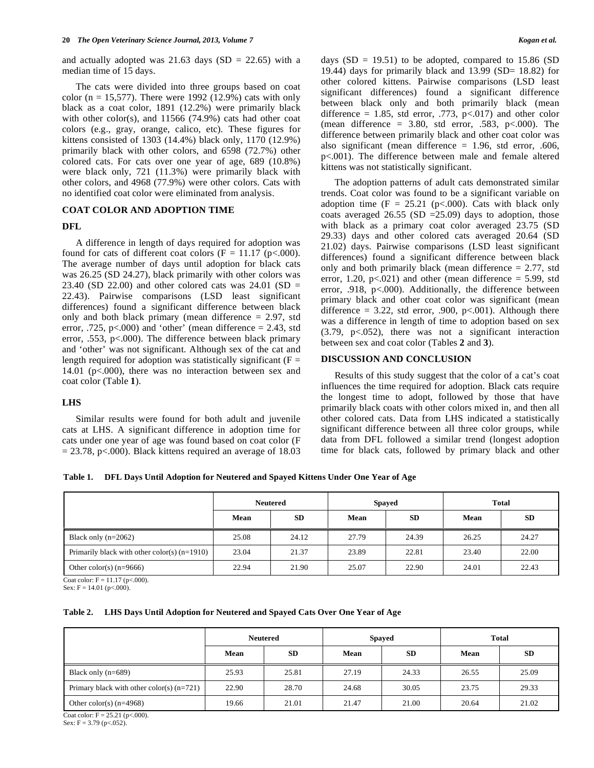and actually adopted was 21.63 days (SD = 22.65) with a median time of 15 days.

The cats were divided into three groups based on coat color (n = 15,577). There were 1992 (12.9%) cats with only black as a coat color, 1891 (12.2%) were primarily black with other color(s), and 11566 (74.9%) cats had other coat colors (e.g., gray, orange, calico, etc). These figures for kittens consisted of 1303 (14.4%) black only, 1170 (12.9%) primarily black with other colors, and 6598 (72.7%) other colored cats. For cats over one year of age, 689 (10.8%) were black only, 721 (11.3%) were primarily black with other colors, and 4968 (77.9%) were other colors. Cats with no identified coat color were eliminated from analysis.

## COAT COLOR AND ADOPTION TIME

### DFL

A difference in length of days required for adoption was found for cats of different coat colors ($F = 11.17$ ($p<.000$). The average number of days until adoption for black cats was 26.25 (SD 24.27), black primarily with other colors was 23.40 (SD 22.00) and other colored cats was 24.01 (SD = 22.43). Pairwise comparisons (LSD least significant differences) found a significant difference between black only and both black primary (mean difference = 2.97, std error, .725, $p<.000$) and 'other' (mean difference = 2.43, std error, .553, $p<.000$). The difference between black primary and 'other' was not significant. Although sex of the cat and length required for adoption was statistically significant ($F = 14.01$ ($p<.000$), there was no interaction between sex and coat color (Table **1**).

### LHS

Similar results were found for both adult and juvenile cats at LHS. A significant difference in adoption time for cats under one year of age was found based on coat color ($F = 23.78$, $p<.000$). Black kittens required an average of 18.03 days (SD = 19.51) to be adopted, compared to 15.86 (SD 19.44) days for primarily black and 13.99 (SD= 18.82) for other colored kittens. Pairwise comparisons (LSD least significant differences) found a significant difference between black only and both primarily black (mean difference = 1.85, std error, .773, $p<.017$) and other color (mean difference = 3.80, std error, .583, $p<.000$). The difference between primarily black and other coat color was also significant (mean difference = 1.96, std error, .606, $p<.001$). The difference between male and female altered kittens was not statistically significant.

The adoption patterns of adult cats demonstrated similar trends. Coat color was found to be a significant variable on adoption time ($F = 25.21$ ($p<.000$). Cats with black only coats averaged 26.55 (SD =25.09) days to adoption, those with black as a primary coat color averaged 23.75 (SD 29.33) days and other colored cats averaged 20.64 (SD 21.02) days. Pairwise comparisons (LSD least significant differences) found a significant difference between black only and both primarily black (mean difference = 2.77, std error, 1.20, $p<.021$) and other (mean difference = 5.99, std error, .918, $p<.000$). Additionally, the difference between primary black and other coat color was significant (mean difference = 3.22, std error, .900, $p<.001$). Although there was a difference in length of time to adoption based on sex (3.79, $p<.052$), there was not a significant interaction between sex and coat color (Tables **2** and **3**).

## DISCUSSION AND CONCLUSION

Results of this study suggest that the color of a cat's coat influences the time required for adoption. Black cats require the longest time to adopt, followed by those that have primarily black coats with other colors mixed in, and then all other colored cats. Data from LHS indicated a statistically significant difference between all three color groups, while data from DFL followed a similar trend (longest adoption time for black cats, followed by primary black and other

**Table 1. DFL Days Until Adoption for Neutered and Spayed Kittens Under One Year of Age**

| | Neutered | | Spayed | | Total | |
|---|---|---|---|---|---|---|
| | Mean | SD | Mean | SD | Mean | SD |
| Black only (n=2062) | 25.08 | 24.12 | 27.79 | 24.39 | 26.25 | 24.27 |
| Primarily black with other color(s) (n=1910) | 23.04 | 21.37 | 23.89 | 22.81 | 23.40 | 22.00 |
| Other color(s) (n=9666) | 22.94 | 21.90 | 25.07 | 22.90 | 24.01 | 22.43 |

Coat color: $F = 11.17$ ($p<.000$).
Sex: $F = 14.01$ ($p<.000$).

**Table 2. LHS Days Until Adoption for Neutered and Spayed Cats Over One Year of Age**

| | Neutered | | Spayed | | Total | |
|---|---|---|---|---|---|---|
| | Mean | SD | Mean | SD | Mean | SD |
| Black only (n=689) | 25.93 | 25.81 | 27.19 | 24.33 | 26.55 | 25.09 |
| Primary black with other color(s) (n=721) | 22.90 | 28.70 | 24.68 | 30.05 | 23.75 | 29.33 |
| Other color(s) (n=4968) | 19.66 | 21.01 | 21.47 | 21.00 | 20.64 | 21.02 |

Coat color: $F = 25.21$ ($p<.000$).
Sex: $F = 3.79$ ($p<.052$).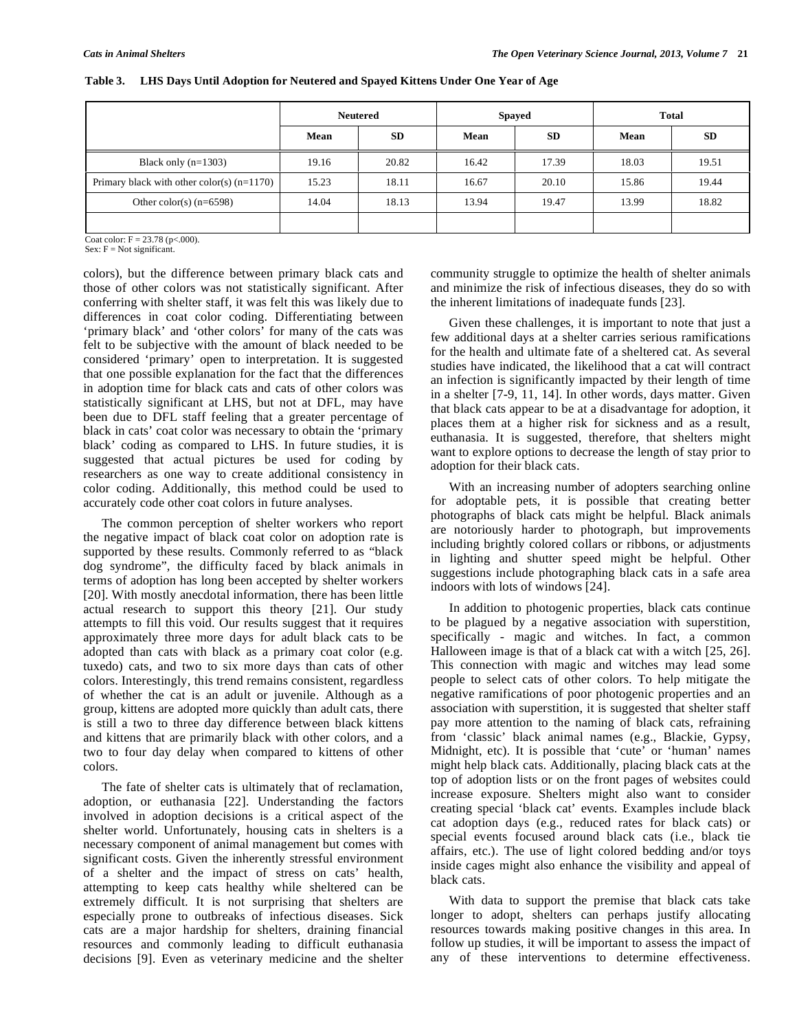**Table 3. LHS Days Until Adoption for Neutered and Spayed Kittens Under One Year of Age**

| | Neutered | | Spayed | | Total | |
|---|---|---|---|---|---|---|
| | Mean | SD | Mean | SD | Mean | SD |
| Black only (n=1303) | 19.16 | 20.82 | 16.42 | 17.39 | 18.03 | 19.51 |
| Primary black with other color(s) (n=1170) | 15.23 | 18.11 | 16.67 | 20.10 | 15.86 | 19.44 |
| Other color(s) (n=6598) | 14.04 | 18.13 | 13.94 | 19.47 | 13.99 | 18.82 |
| | | | | | | |

Coat color: $F = 23.78$ ($p<.000$).
Sex: F = Not significant.

colors), but the difference between primary black cats and those of other colors was not statistically significant. After conferring with shelter staff, it was felt this was likely due to differences in coat color coding. Differentiating between 'primary black' and 'other colors' for many of the cats was felt to be subjective with the amount of black needed to be considered 'primary' open to interpretation. It is suggested that one possible explanation for the fact that the differences in adoption time for black cats and cats of other colors was statistically significant at LHS, but not at DFL, may have been due to DFL staff feeling that a greater percentage of black in cats' coat color was necessary to obtain the 'primary black' coding as compared to LHS. In future studies, it is suggested that actual pictures be used for coding by researchers as one way to create additional consistency in color coding. Additionally, this method could be used to accurately code other coat colors in future analyses.

The common perception of shelter workers who report the negative impact of black coat color on adoption rate is supported by these results. Commonly referred to as "black dog syndrome", the difficulty faced by black animals in terms of adoption has long been accepted by shelter workers [20]. With mostly anecdotal information, there has been little actual research to support this theory [21]. Our study attempts to fill this void. Our results suggest that it requires approximately three more days for adult black cats to be adopted than cats with black as a primary coat color (e.g. tuxedo) cats, and two to six more days than cats of other colors. Interestingly, this trend remains consistent, regardless of whether the cat is an adult or juvenile. Although as a group, kittens are adopted more quickly than adult cats, there is still a two to three day difference between black kittens and kittens that are primarily black with other colors, and a two to four day delay when compared to kittens of other colors.

The fate of shelter cats is ultimately that of reclamation, adoption, or euthanasia [22]. Understanding the factors involved in adoption decisions is a critical aspect of the shelter world. Unfortunately, housing cats in shelters is a necessary component of animal management but comes with significant costs. Given the inherently stressful environment of a shelter and the impact of stress on cats' health, attempting to keep cats healthy while sheltered can be extremely difficult. It is not surprising that shelters are especially prone to outbreaks of infectious diseases. Sick cats are a major hardship for shelters, draining financial resources and commonly leading to difficult euthanasia decisions [9]. Even as veterinary medicine and the shelter community struggle to optimize the health of shelter animals and minimize the risk of infectious diseases, they do so with the inherent limitations of inadequate funds [23].

Given these challenges, it is important to note that just a few additional days at a shelter carries serious ramifications for the health and ultimate fate of a sheltered cat. As several studies have indicated, the likelihood that a cat will contract an infection is significantly impacted by their length of time in a shelter [7-9, 11, 14]. In other words, days matter. Given that black cats appear to be at a disadvantage for adoption, it places them at a higher risk for sickness and as a result, euthanasia. It is suggested, therefore, that shelters might want to explore options to decrease the length of stay prior to adoption for their black cats.

With an increasing number of adopters searching online for adoptable pets, it is possible that creating better photographs of black cats might be helpful. Black animals are notoriously harder to photograph, but improvements including brightly colored collars or ribbons, or adjustments in lighting and shutter speed might be helpful. Other suggestions include photographing black cats in a safe area indoors with lots of windows [24].

In addition to photogenic properties, black cats continue to be plagued by a negative association with superstition, specifically - magic and witches. In fact, a common Halloween image is that of a black cat with a witch [25, 26]. This connection with magic and witches may lead some people to select cats of other colors. To help mitigate the negative ramifications of poor photogenic properties and an association with superstition, it is suggested that shelter staff pay more attention to the naming of black cats, refraining from 'classic' black animal names (e.g., Blackie, Gypsy, Midnight, etc). It is possible that 'cute' or 'human' names might help black cats. Additionally, placing black cats at the top of adoption lists or on the front pages of websites could increase exposure. Shelters might also want to consider creating special 'black cat' events. Examples include black cat adoption days (e.g., reduced rates for black cats) or special events focused around black cats (i.e., black tie affairs, etc.). The use of light colored bedding and/or toys inside cages might also enhance the visibility and appeal of black cats.

With data to support the premise that black cats take longer to adopt, shelters can perhaps justify allocating resources towards making positive changes in this area. In follow up studies, it will be important to assess the impact of any of these interventions to determine effectiveness.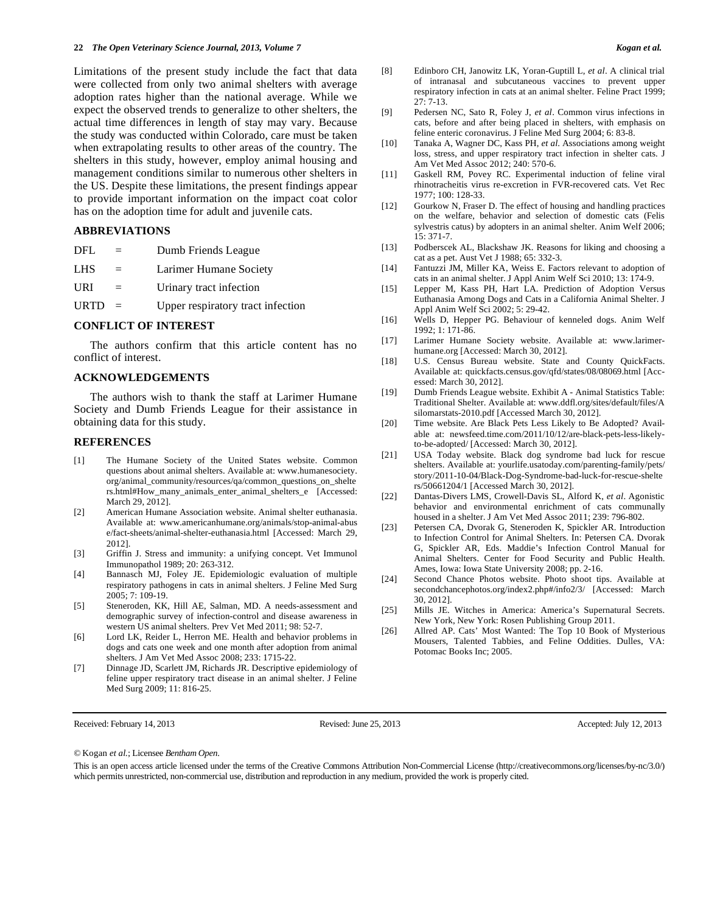Limitations of the present study include the fact that data were collected from only two animal shelters with average adoption rates higher than the national average. While we expect the observed trends to generalize to other shelters, the actual time differences in length of stay may vary. Because the study was conducted within Colorado, care must be taken when extrapolating results to other areas of the country. The shelters in this study, however, employ animal housing and management conditions similar to numerous other shelters in the US. Despite these limitations, the present findings appear to provide important information on the impact coat color has on the adoption time for adult and juvenile cats.

## ABBREVIATIONS

| | | |
|---|---|---|
| DFL | = | Dumb Friends League |
| LHS | = | Larimer Humane Society |
| URI | = | Urinary tract infection |
| URTD | = | Upper respiratory tract infection |

## CONFLICT OF INTEREST

The authors confirm that this article content has no conflict of interest.

## ACKNOWLEDGEMENTS

The authors wish to thank the staff at Larimer Humane Society and Dumb Friends League for their assistance in obtaining data for this study.

## REFERENCES

[1] The Humane Society of the United States website. Common questions about animal shelters. Available at: www.humanesociety.org/animal_community/resources/qa/common_questions_on_shelters.html#How_many_animals_enter_animal_shelters_e [Accessed: March 29, 2012].

[2] American Humane Association website. Animal shelter euthanasia. Available at: www.americanhumane.org/animals/stop-animal-abuse/fact-sheets/animal-shelter-euthanasia.html [Accessed: March 29, 2012].

[3] Griffin J. Stress and immunity: a unifying concept. Vet Immunol Immunopathol 1989; 20: 263-312.

[4] Bannasch MJ, Foley JE. Epidemiologic evaluation of multiple respiratory pathogens in cats in animal shelters. J Feline Med Surg 2005; 7: 109-19.

[5] Steneroden, KK, Hill AE, Salman, MD. A needs-assessment and demographic survey of infection-control and disease awareness in western US animal shelters. Prev Vet Med 2011; 98: 52-7.

[6] Lord LK, Reider L, Herron ME. Health and behavior problems in dogs and cats one week and one month after adoption from animal shelters. J Am Vet Med Assoc 2008; 233: 1715-22.

[7] Dinnage JD, Scarlett JM, Richards JR. Descriptive epidemiology of feline upper respiratory tract disease in an animal shelter. J Feline Med Surg 2009; 11: 816-25.

[8] Edinboro CH, Janowitz LK, Yoran-Guptill L, *et al*. A clinical trial of intranasal and subcutaneous vaccines to prevent upper respiratory infection in cats at an animal shelter. Feline Pract 1999; 27: 7-13.

[9] Pedersen NC, Sato R, Foley J, *et al*. Common virus infections in cats, before and after being placed in shelters, with emphasis on feline enteric coronavirus. J Feline Med Surg 2004; 6: 83-8.

[10] Tanaka A, Wagner DC, Kass PH, *et al.* Associations among weight loss, stress, and upper respiratory tract infection in shelter cats. J Am Vet Med Assoc 2012; 240: 570-6.

[11] Gaskell RM, Povey RC. Experimental induction of feline viral rhinotracheitis virus re-excretion in FVR-recovered cats. Vet Rec 1977; 100: 128-33.

[12] Gourkow N, Fraser D. The effect of housing and handling practices on the welfare, behavior and selection of domestic cats (Felis sylvestris catus) by adopters in an animal shelter. Anim Welf 2006; 15: 371-7.

[13] Podberscek AL, Blackshaw JK. Reasons for liking and choosing a cat as a pet. Aust Vet J 1988; 65: 332-3.

[14] Fantuzzi JM, Miller KA, Weiss E. Factors relevant to adoption of cats in an animal shelter. J Appl Anim Welf Sci 2010; 13: 174-9.

[15] Lepper M, Kass PH, Hart LA. Prediction of Adoption Versus Euthanasia Among Dogs and Cats in a California Animal Shelter. J Appl Anim Welf Sci 2002; 5: 29-42.

[16] Wells D, Hepper PG. Behaviour of kenneled dogs. Anim Welf 1992; 1: 171-86.

[17] Larimer Humane Society website. Available at: www.larimer-humane.org [Accessed: March 30, 2012].

[18] U.S. Census Bureau website. State and County QuickFacts. Available at: quickfacts.census.gov/qfd/states/08/08069.html [Accessed: March 30, 2012].

[19] Dumb Friends League website. Exhibit A - Animal Statistics Table: Traditional Shelter. Available at: www.ddfl.org/sites/default/files/Asilomarstats-2010.pdf [Accessed March 30, 2012].

[20] Time website. Are Black Pets Less Likely to Be Adopted? Available at: newsfeed.time.com/2011/10/12/are-black-pets-less-likely-to-be-adopted/ [Accessed: March 30, 2012].

[21] USA Today website. Black dog syndrome bad luck for rescue shelters. Available at: yourlife.usatoday.com/parenting-family/pets/story/2011-10-04/Black-Dog-Syndrome-bad-luck-for-rescue-shelters/50661204/1 [Accessed March 30, 2012].

[22] Dantas-Divers LMS, Crowell-Davis SL, Alford K, *et al*. Agonistic behavior and environmental enrichment of cats communally housed in a shelter. J Am Vet Med Assoc 2011; 239: 796-802.

[23] Petersen CA, Dvorak G, Steneroden K, Spickler AR. Introduction to Infection Control for Animal Shelters. In: Petersen CA. Dvorak G, Spickler AR, Eds. Maddie's Infection Control Manual for Animal Shelters. Center for Food Security and Public Health. Ames, Iowa: Iowa State University 2008; pp. 2-16.

[24] Second Chance Photos website. Photo shoot tips. Available at secondchancephotos.org/index2.php#/info2/3/ [Accessed: March 30, 2012].

[25] Mills JE. Witches in America: America's Supernatural Secrets. New York, New York: Rosen Publishing Group 2011.

[26] Allred AP. Cats' Most Wanted: The Top 10 Book of Mysterious Mousers, Talented Tabbies, and Feline Oddities. Dulles, VA: Potomac Books Inc; 2005.

Received: February 14, 2013 Revised: June 25, 2013 Accepted: July 12, 2013

© Kogan *et al.*; Licensee *Bentham Open*.

This is an open access article licensed under the terms of the Creative Commons Attribution Non-Commercial License (http://creativecommons.org/licenses/by-nc/3.0/) which permits unrestricted, non-commercial use, distribution and reproduction in any medium, provided the work is properly cited.